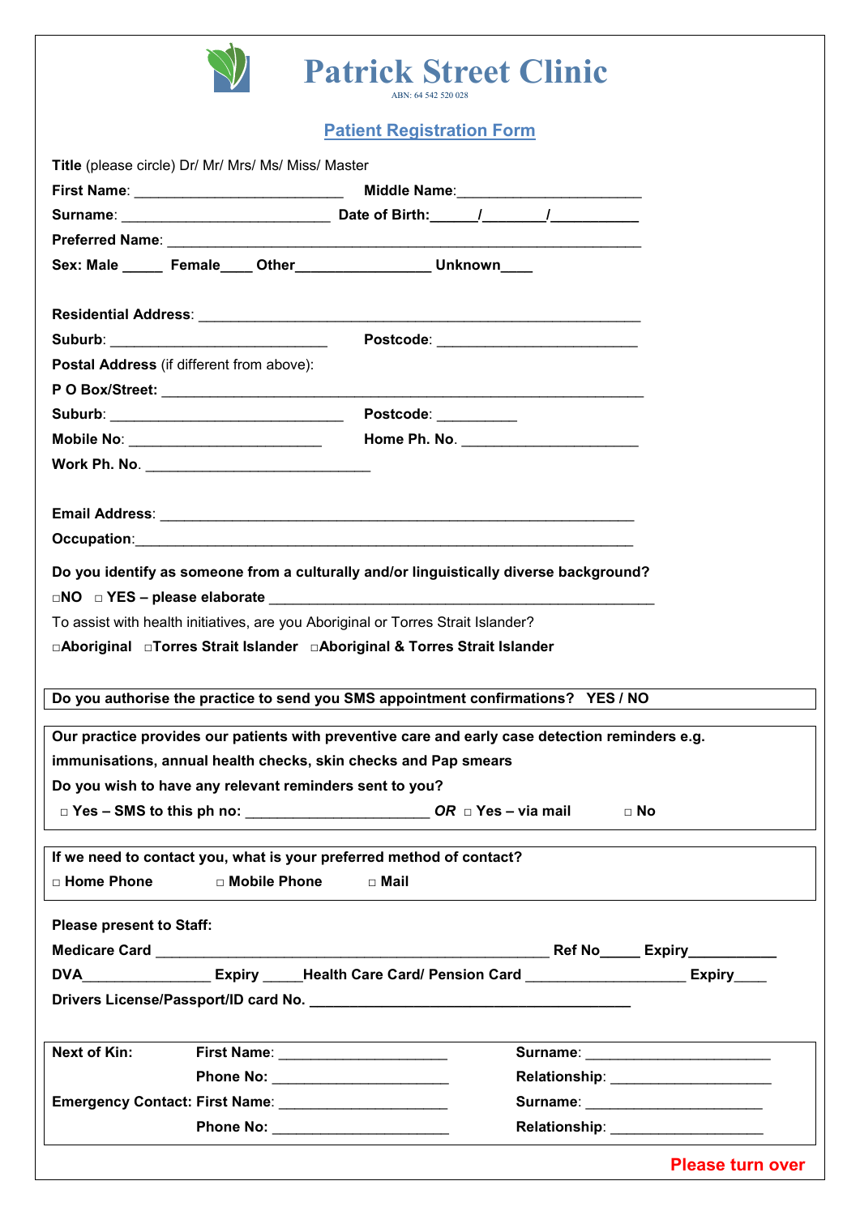# Patrick Street Clinic

ABN: 64 542 520 028

## Patient Registration Form

**Title** (please circle) Dr/ Mr/ Mrs/ Ms/ Miss/ Master

**First Name**: __________________________ **Middle Name**:______________________

**Surname**: __________________________ **Date of Birth:**______/________/___________

**Preferred Name**: ___________________________________________________________

**Sex: Male** _____ **Female**____ **Other**________________ **Unknown**____

**Residential Address**: _______________________________________________________

**Suburb**: ___________________________ **Postcode**: ________________________

**Postal Address** (if different from above):

**P O Box/Street:** ___________________________________________________________

**Suburb**: ______________________________ **Postcode**: __________

**Mobile No**: ________________________ **Home Ph. No**. ______________________

**Work Ph. No**. ____________________________

**Email Address**: ___________________________________________________________

**Occupation**:_______________________________________________________________

**Do you identify as someone from a culturally and/or linguistically diverse background?**

□**NO** □ **YES – please elaborate** _______________________________________________

To assist with health initiatives, are you Aboriginal or Torres Strait Islander?

□**Aboriginal** □**Torres Strait Islander** □**Aboriginal & Torres Strait Islander**

**Do you authorise the practice to send you SMS appointment confirmations? YES / NO**

**Our practice provides our patients with preventive care and early case detection reminders e.g. immunisations, annual health checks, skin checks and Pap smears**

**Do you wish to have any relevant reminders sent to you?**

□ **Yes – SMS to this ph no:** ______________________ ***OR*** □ **Yes – via mail** □ **No**

**If we need to contact you, what is your preferred method of contact?**

□ **Home Phone** □ **Mobile Phone** □ **Mail**

**Please present to Staff:**

**Medicare Card** _______________________________________________ **Ref No**_____ **Expiry**___________

**DVA**_______________ **Expiry** _____**Health Care Card/ Pension Card** ___________________ **Expiry**____

**Drivers License/Passport/ID card No.** _______________________________________

**Next of Kin:** **First Name**: ____________________ **Surname**: ______________________

**Phone No:** _____________________ **Relationship**: ___________________

**Emergency Contact: First Name**: ____________________ **Surname**: _____________________

**Phone No:** _____________________ **Relationship**: ___________________

**Please turn over**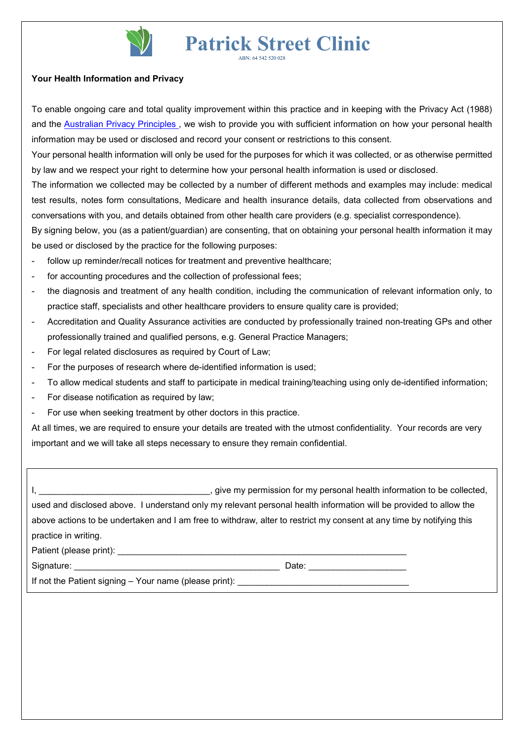# Patrick Street Clinic

ABN: 64 542 520 028

**Your Health Information and Privacy**

To enable ongoing care and total quality improvement within this practice and in keeping with the Privacy Act (1988) and the Australian Privacy Principles , we wish to provide you with sufficient information on how your personal health information may be used or disclosed and record your consent or restrictions to this consent.

Your personal health information will only be used for the purposes for which it was collected, or as otherwise permitted by law and we respect your right to determine how your personal health information is used or disclosed.

The information we collected may be collected by a number of different methods and examples may include: medical test results, notes form consultations, Medicare and health insurance details, data collected from observations and conversations with you, and details obtained from other health care providers (e.g. specialist correspondence).

By signing below, you (as a patient/guardian) are consenting, that on obtaining your personal health information it may be used or disclosed by the practice for the following purposes:

- follow up reminder/recall notices for treatment and preventive healthcare;
- for accounting procedures and the collection of professional fees;
- the diagnosis and treatment of any health condition, including the communication of relevant information only, to practice staff, specialists and other healthcare providers to ensure quality care is provided;
- Accreditation and Quality Assurance activities are conducted by professionally trained non-treating GPs and other professionally trained and qualified persons, e.g. General Practice Managers;
- For legal related disclosures as required by Court of Law;
- For the purposes of research where de-identified information is used;
- To allow medical students and staff to participate in medical training/teaching using only de-identified information;
- For disease notification as required by law;
- For use when seeking treatment by other doctors in this practice.

At all times, we are required to ensure your details are treated with the utmost confidentiality. Your records are very important and we will take all steps necessary to ensure they remain confidential.

I, ___________________________________, give my permission for my personal health information to be collected, used and disclosed above. I understand only my relevant personal health information will be provided to allow the above actions to be undertaken and I am free to withdraw, alter to restrict my consent at any time by notifying this practice in writing.

Patient (please print): ____________________________________________________________

Signature: ___________________________________________ Date: ____________________

If not the Patient signing – Your name (please print): ___________________________________